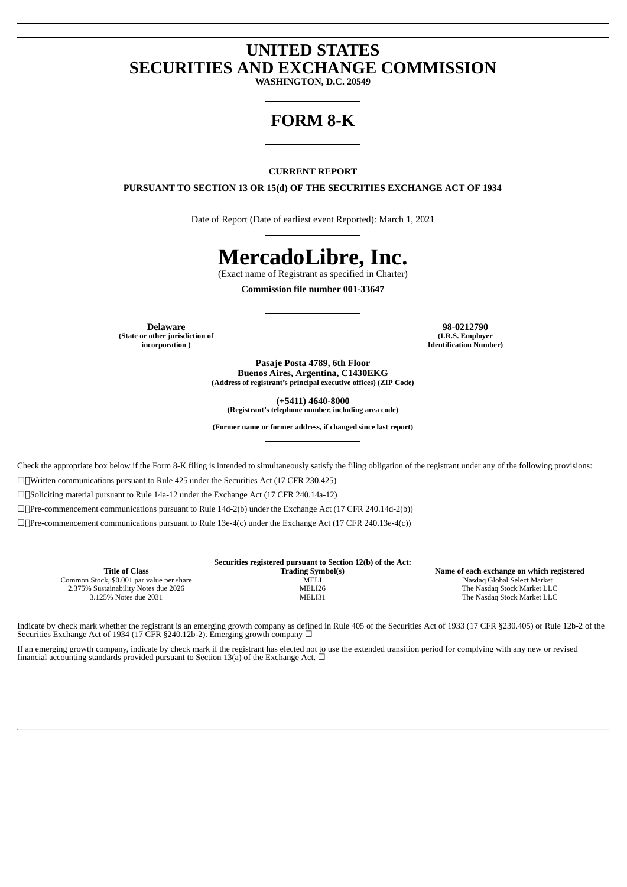# UNITED STATES
# SECURITIES AND EXCHANGE COMMISSION

**WASHINGTON, D.C. 20549**

# FORM 8-K

**CURRENT REPORT**

**PURSUANT TO SECTION 13 OR 15(d) OF THE SECURITIES EXCHANGE ACT OF 1934**

Date of Report (Date of earliest event Reported): March 1, 2021

# MercadoLibre, Inc.

(Exact name of Registrant as specified in Charter)

**Commission file number 001-33647**

| **Delaware** | **98-0212790** |
|---|---|
| **(State or other jurisdiction of incorporation )** | **(I.R.S. Employer Identification Number)** |

**Pasaje Posta 4789, 6th Floor**
**Buenos Aires, Argentina, C1430EKG**
**(Address of registrant's principal executive offices) (ZIP Code)**

**(+5411) 4640-8000**
**(Registrant's telephone number, including area code)**

**(Former name or former address, if changed since last report)**

Check the appropriate box below if the Form 8-K filing is intended to simultaneously satisfy the filing obligation of the registrant under any of the following provisions:

☐ Written communications pursuant to Rule 425 under the Securities Act (17 CFR 230.425)

☐ Soliciting material pursuant to Rule 14a-12 under the Exchange Act (17 CFR 240.14a-12)

☐ Pre-commencement communications pursuant to Rule 14d-2(b) under the Exchange Act (17 CFR 240.14d-2(b))

☐ Pre-commencement communications pursuant to Rule 13e-4(c) under the Exchange Act (17 CFR 240.13e-4(c))

**Securities registered pursuant to Section 12(b) of the Act:**

| Title of Class | Trading Symbol(s) | Name of each exchange on which registered |
|---|---|---|
| Common Stock, $0.001 par value per share | MELI | Nasdaq Global Select Market |
| 2.375% Sustainability Notes due 2026 | MELI26 | The Nasdaq Stock Market LLC |
| 3.125% Notes due 2031 | MELI31 | The Nasdaq Stock Market LLC |

Indicate by check mark whether the registrant is an emerging growth company as defined in Rule 405 of the Securities Act of 1933 (17 CFR §230.405) or Rule 12b-2 of the Securities Exchange Act of 1934 (17 CFR §240.12b-2). Emerging growth company ☐

If an emerging growth company, indicate by check mark if the registrant has elected not to use the extended transition period for complying with any new or revised financial accounting standards provided pursuant to Section 13(a) of the Exchange Act. ☐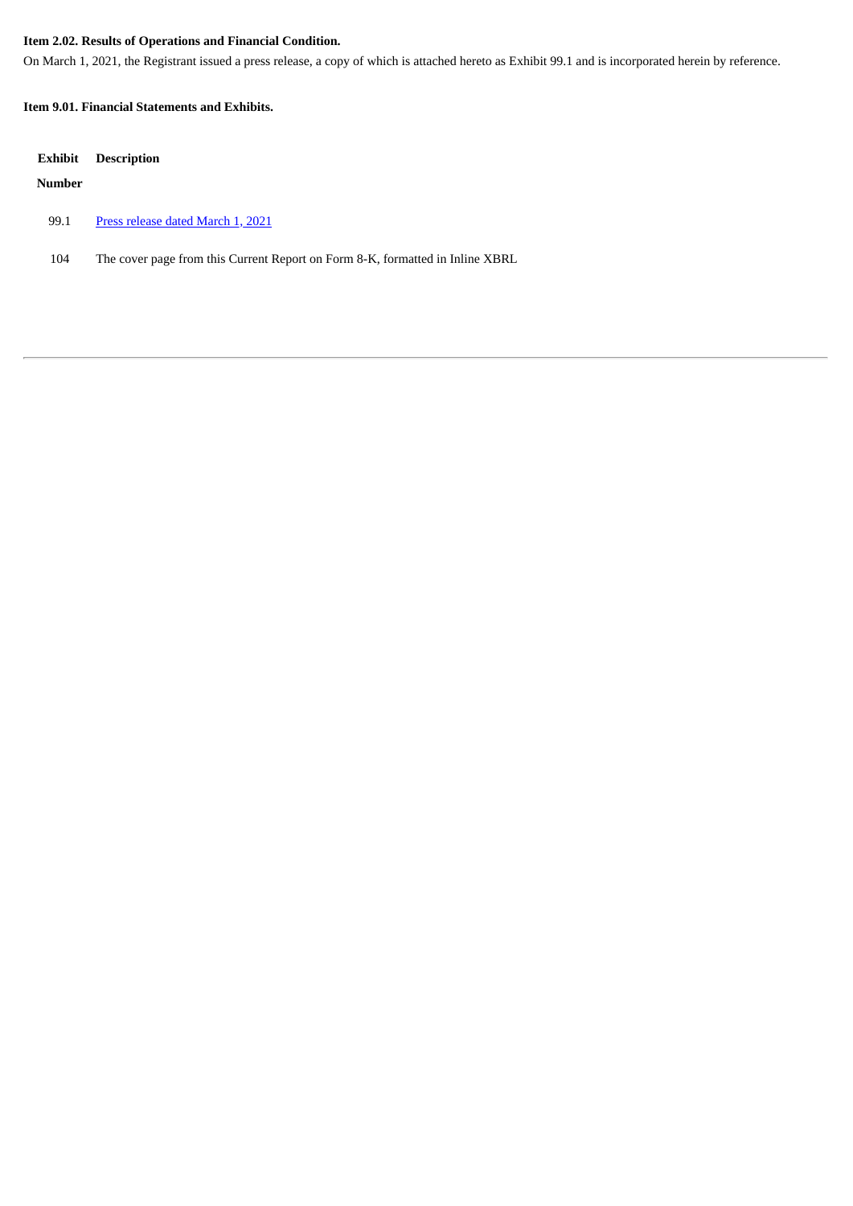**Item 2.02. Results of Operations and Financial Condition.**

On March 1, 2021, the Registrant issued a press release, a copy of which is attached hereto as Exhibit 99.1 and is incorporated herein by reference.

**Item 9.01. Financial Statements and Exhibits.**

| Exhibit Number | Description |
| --- | --- |
| 99.1 | Press release dated March 1, 2021 |
| 104 | The cover page from this Current Report on Form 8-K, formatted in Inline XBRL |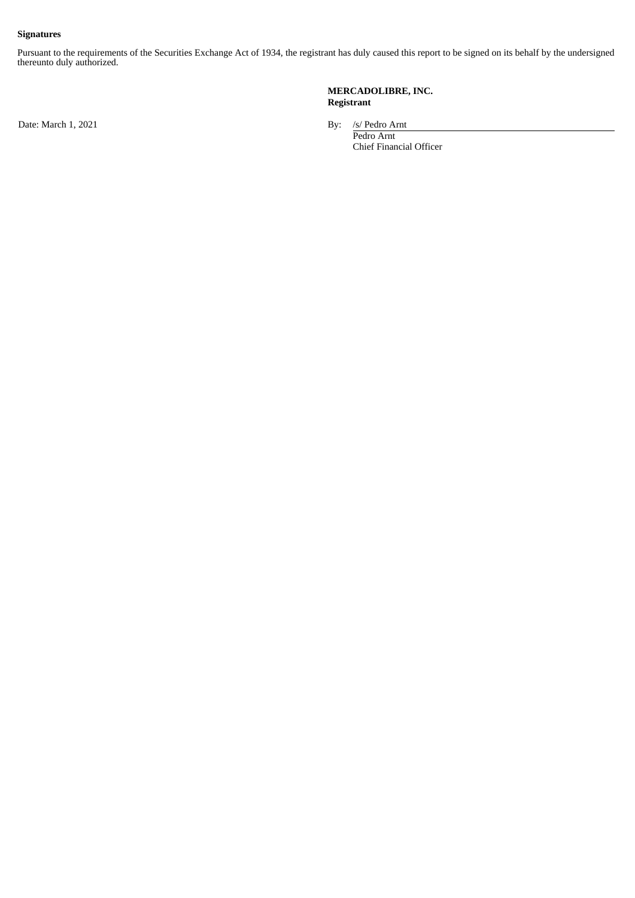**Signatures**

Pursuant to the requirements of the Securities Exchange Act of 1934, the registrant has duly caused this report to be signed on its behalf by the undersigned thereunto duly authorized.

**MERCADOLIBRE, INC.**
**Registrant**

Date: March 1, 2021

By: /s/ Pedro Arnt
Pedro Arnt
Chief Financial Officer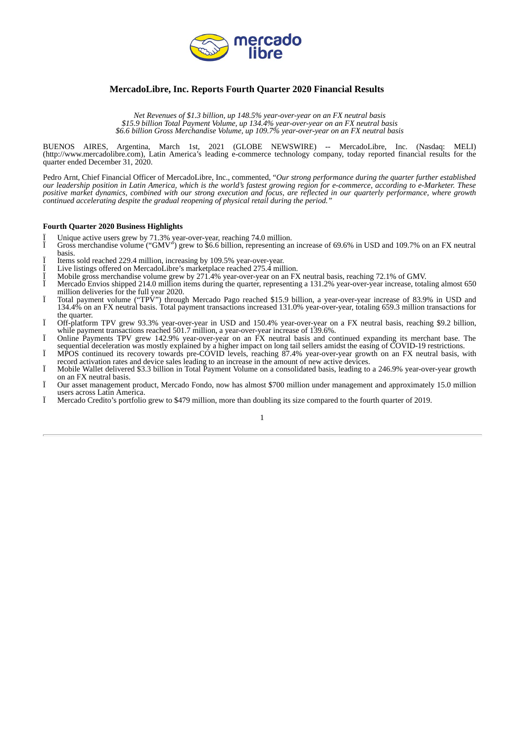# MercadoLibre, Inc. Reports Fourth Quarter 2020 Financial Results

*Net Revenues of $1.3 billion, up 148.5% year-over-year on an FX neutral basis*
*$15.9 billion Total Payment Volume, up 134.4% year-over-year on an FX neutral basis*
*$6.6 billion Gross Merchandise Volume, up 109.7% year-over-year on an FX neutral basis*

BUENOS AIRES, Argentina, March 1st, 2021 (GLOBE NEWSWIRE) -- MercadoLibre, Inc. (Nasdaq: MELI) (http://www.mercadolibre.com), Latin America's leading e-commerce technology company, today reported financial results for the quarter ended December 31, 2020.

Pedro Arnt, Chief Financial Officer of MercadoLibre, Inc., commented, "*Our strong performance during the quarter further established our leadership position in Latin America, which is the world's fastest growing region for e-commerce, according to e-Marketer. These positive market dynamics, combined with our strong execution and focus, are reflected in our quarterly performance, where growth continued accelerating despite the gradual reopening of physical retail during the period.*"

**Fourth Quarter 2020 Business Highlights**

- Unique active users grew by 71.3% year-over-year, reaching 74.0 million.
- Gross merchandise volume ("GMV") grew to $6.6 billion, representing an increase of 69.6% in USD and 109.7% on an FX neutral basis.
- Items sold reached 229.4 million, increasing by 109.5% year-over-year.
- Live listings offered on MercadoLibre's marketplace reached 275.4 million.
- Mobile gross merchandise volume grew by 271.4% year-over-year on an FX neutral basis, reaching 72.1% of GMV.
- Mercado Envios shipped 214.0 million items during the quarter, representing a 131.2% year-over-year increase, totaling almost 650 million deliveries for the full year 2020.
- Total payment volume ("TPV") through Mercado Pago reached $15.9 billion, a year-over-year increase of 83.9% in USD and 134.4% on an FX neutral basis. Total payment transactions increased 131.0% year-over-year, totaling 659.3 million transactions for the quarter.
- Off-platform TPV grew 93.3% year-over-year in USD and 150.4% year-over-year on a FX neutral basis, reaching $9.2 billion, while payment transactions reached 501.7 million, a year-over-year increase of 139.6%.
- Online Payments TPV grew 142.9% year-over-year on an FX neutral basis and continued expanding its merchant base. The sequential deceleration was mostly explained by a higher impact on long tail sellers amidst the easing of COVID-19 restrictions.
- MPOS continued its recovery towards pre-COVID levels, reaching 87.4% year-over-year growth on an FX neutral basis, with record activation rates and device sales leading to an increase in the amount of new active devices.
- Mobile Wallet delivered $3.3 billion in Total Payment Volume on a consolidated basis, leading to a 246.9% year-over-year growth on an FX neutral basis.
- Our asset management product, Mercado Fondo, now has almost $700 million under management and approximately 15.0 million users across Latin America.
- Mercado Credito's portfolio grew to $479 million, more than doubling its size compared to the fourth quarter of 2019.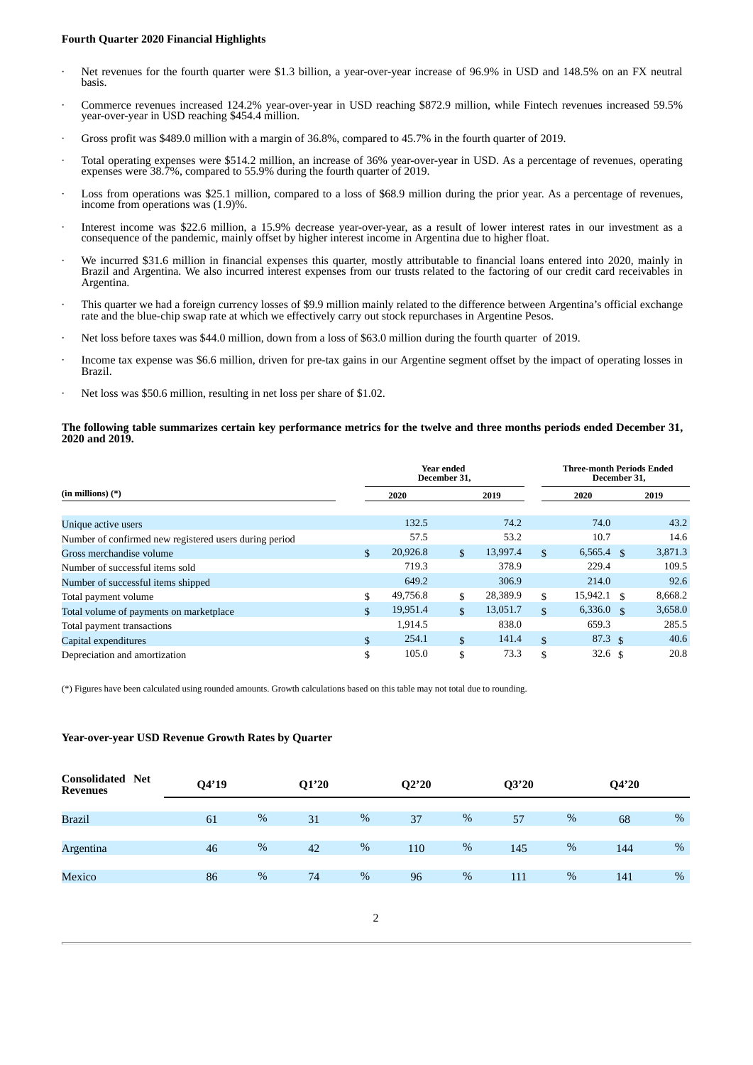**Fourth Quarter 2020 Financial Highlights**

- Net revenues for the fourth quarter were $1.3 billion, a year-over-year increase of 96.9% in USD and 148.5% on an FX neutral basis.
- Commerce revenues increased 124.2% year-over-year in USD reaching $872.9 million, while Fintech revenues increased 59.5% year-over-year in USD reaching $454.4 million.
- Gross profit was $489.0 million with a margin of 36.8%, compared to 45.7% in the fourth quarter of 2019.
- Total operating expenses were $514.2 million, an increase of 36% year-over-year in USD. As a percentage of revenues, operating expenses were 38.7%, compared to 55.9% during the fourth quarter of 2019.
- Loss from operations was $25.1 million, compared to a loss of $68.9 million during the prior year. As a percentage of revenues, income from operations was (1.9)%.
- Interest income was $22.6 million, a 15.9% decrease year-over-year, as a result of lower interest rates in our investment as a consequence of the pandemic, mainly offset by higher interest income in Argentina due to higher float.
- We incurred $31.6 million in financial expenses this quarter, mostly attributable to financial loans entered into 2020, mainly in Brazil and Argentina. We also incurred interest expenses from our trusts related to the factoring of our credit card receivables in Argentina.
- This quarter we had a foreign currency losses of $9.9 million mainly related to the difference between Argentina's official exchange rate and the blue-chip swap rate at which we effectively carry out stock repurchases in Argentine Pesos.
- Net loss before taxes was $44.0 million, down from a loss of $63.0 million during the fourth quarter of 2019.
- Income tax expense was $6.6 million, driven for pre-tax gains in our Argentine segment offset by the impact of operating losses in Brazil.
- Net loss was $50.6 million, resulting in net loss per share of $1.02.

**The following table summarizes certain key performance metrics for the twelve and three months periods ended December 31, 2020 and 2019.**

| (in millions) (*) | Year ended December 31, 2020 | Year ended December 31, 2019 | Three-month Periods Ended December 31, 2020 | Three-month Periods Ended December 31, 2019 |
|---|---|---|---|---|
| Unique active users | 132.5 | 74.2 | 74.0 | 43.2 |
| Number of confirmed new registered users during period | 57.5 | 53.2 | 10.7 | 14.6 |
| Gross merchandise volume | $ 20,926.8 | $ 13,997.4 | $ 6,565.4 | $ 3,871.3 |
| Number of successful items sold | 719.3 | 378.9 | 229.4 | 109.5 |
| Number of successful items shipped | 649.2 | 306.9 | 214.0 | 92.6 |
| Total payment volume | $ 49,756.8 | $ 28,389.9 | $ 15,942.1 | $ 8,668.2 |
| Total volume of payments on marketplace | $ 19,951.4 | $ 13,051.7 | $ 6,336.0 | $ 3,658.0 |
| Total payment transactions | 1,914.5 | 838.0 | 659.3 | 285.5 |
| Capital expenditures | $ 254.1 | $ 141.4 | $ 87.3 | $ 40.6 |
| Depreciation and amortization | $ 105.0 | $ 73.3 | $ 32.6 | $ 20.8 |

(*) Figures have been calculated using rounded amounts. Growth calculations based on this table may not total due to rounding.

**Year-over-year USD Revenue Growth Rates by Quarter**

| Consolidated Net Revenues | Q4'19 | Q1'20 | Q2'20 | Q3'20 | Q4'20 |
|---|---|---|---|---|---|
| Brazil | 61 % | 31 % | 37 % | 57 % | 68 % |
| Argentina | 46 % | 42 % | 110 % | 145 % | 144 % |
| Mexico | 86 % | 74 % | 96 % | 111 % | 141 % |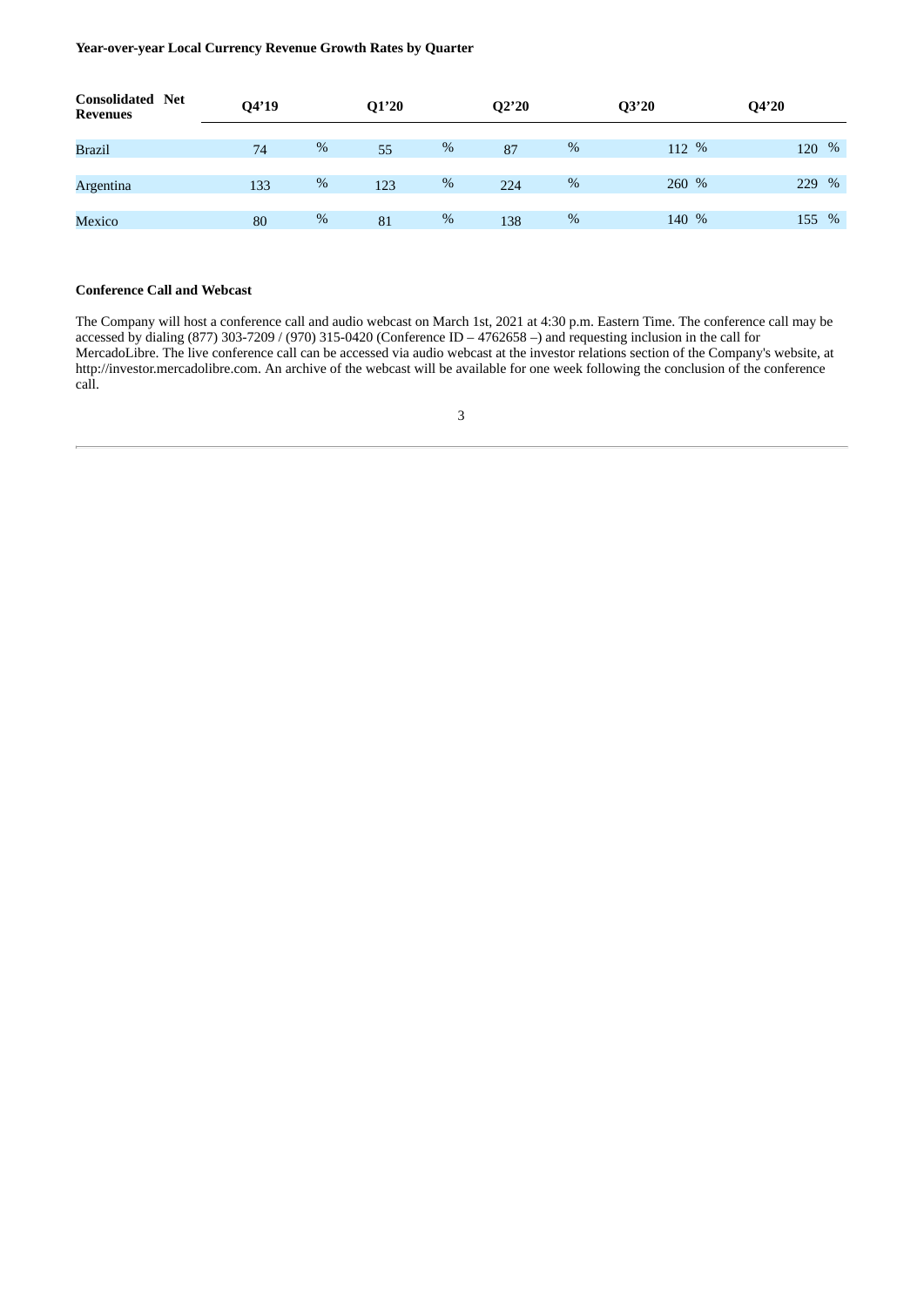**Year-over-year Local Currency Revenue Growth Rates by Quarter**

| Consolidated Net Revenues | Q4'19 | Q1'20 | Q2'20 | Q3'20 | Q4'20 |
|---|---|---|---|---|---|
| Brazil | 74 % | 55 % | 87 % | 112 % | 120 % |
| Argentina | 133 % | 123 % | 224 % | 260 % | 229 % |
| Mexico | 80 % | 81 % | 138 % | 140 % | 155 % |

**Conference Call and Webcast**

The Company will host a conference call and audio webcast on March 1st, 2021 at 4:30 p.m. Eastern Time. The conference call may be accessed by dialing (877) 303-7209 / (970) 315-0420 (Conference ID – 4762658 –) and requesting inclusion in the call for MercadoLibre. The live conference call can be accessed via audio webcast at the investor relations section of the Company's website, at http://investor.mercadolibre.com. An archive of the webcast will be available for one week following the conclusion of the conference call.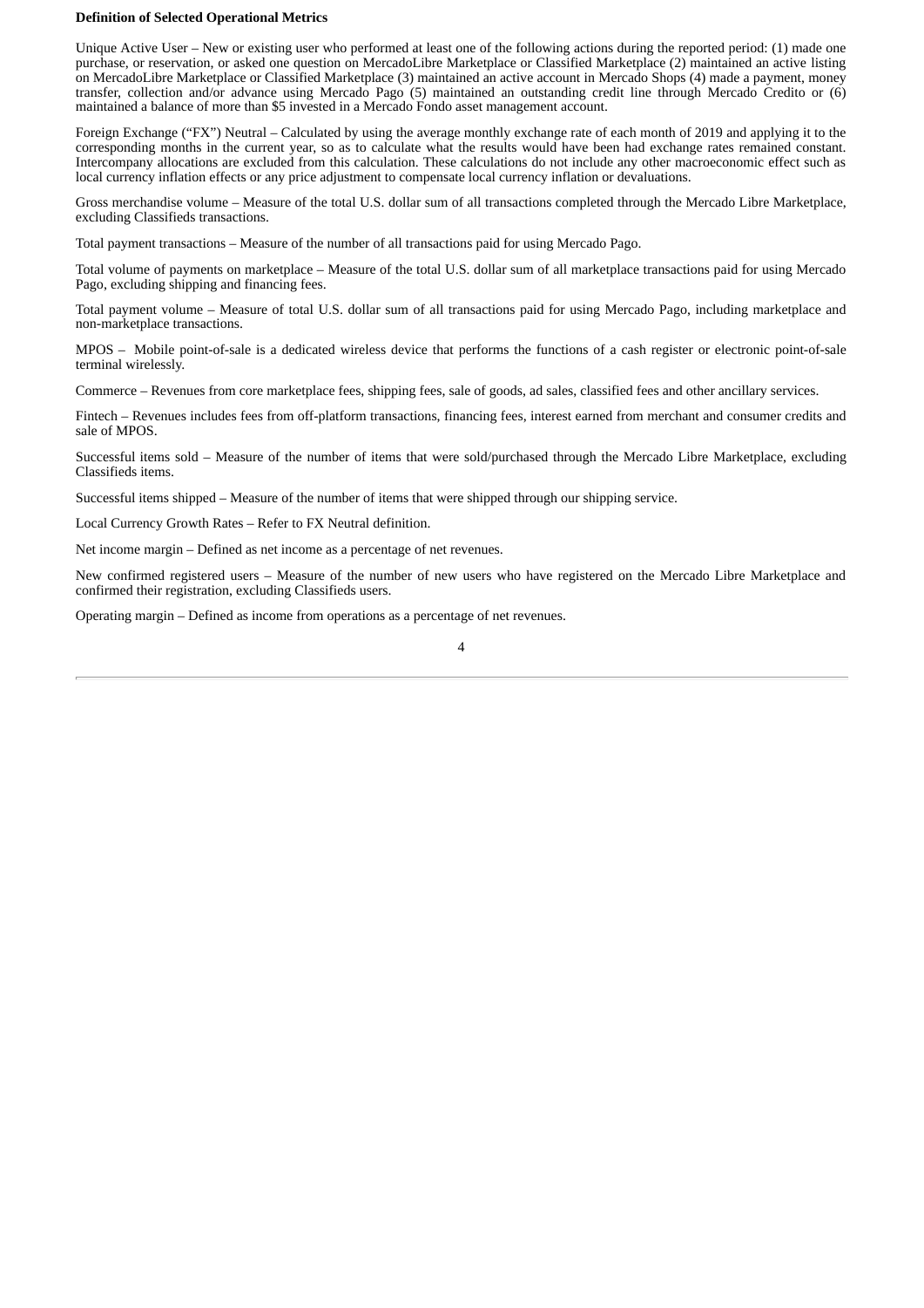**Definition of Selected Operational Metrics**

Unique Active User – New or existing user who performed at least one of the following actions during the reported period: (1) made one purchase, or reservation, or asked one question on MercadoLibre Marketplace or Classified Marketplace (2) maintained an active listing on MercadoLibre Marketplace or Classified Marketplace (3) maintained an active account in Mercado Shops (4) made a payment, money transfer, collection and/or advance using Mercado Pago (5) maintained an outstanding credit line through Mercado Credito or (6) maintained a balance of more than $5 invested in a Mercado Fondo asset management account.

Foreign Exchange ("FX") Neutral – Calculated by using the average monthly exchange rate of each month of 2019 and applying it to the corresponding months in the current year, so as to calculate what the results would have been had exchange rates remained constant. Intercompany allocations are excluded from this calculation. These calculations do not include any other macroeconomic effect such as local currency inflation effects or any price adjustment to compensate local currency inflation or devaluations.

Gross merchandise volume – Measure of the total U.S. dollar sum of all transactions completed through the Mercado Libre Marketplace, excluding Classifieds transactions.

Total payment transactions – Measure of the number of all transactions paid for using Mercado Pago.

Total volume of payments on marketplace – Measure of the total U.S. dollar sum of all marketplace transactions paid for using Mercado Pago, excluding shipping and financing fees.

Total payment volume – Measure of total U.S. dollar sum of all transactions paid for using Mercado Pago, including marketplace and non-marketplace transactions.

MPOS – Mobile point-of-sale is a dedicated wireless device that performs the functions of a cash register or electronic point-of-sale terminal wirelessly.

Commerce – Revenues from core marketplace fees, shipping fees, sale of goods, ad sales, classified fees and other ancillary services.

Fintech – Revenues includes fees from off-platform transactions, financing fees, interest earned from merchant and consumer credits and sale of MPOS.

Successful items sold – Measure of the number of items that were sold/purchased through the Mercado Libre Marketplace, excluding Classifieds items.

Successful items shipped – Measure of the number of items that were shipped through our shipping service.

Local Currency Growth Rates – Refer to FX Neutral definition.

Net income margin – Defined as net income as a percentage of net revenues.

New confirmed registered users – Measure of the number of new users who have registered on the Mercado Libre Marketplace and confirmed their registration, excluding Classifieds users.

Operating margin – Defined as income from operations as a percentage of net revenues.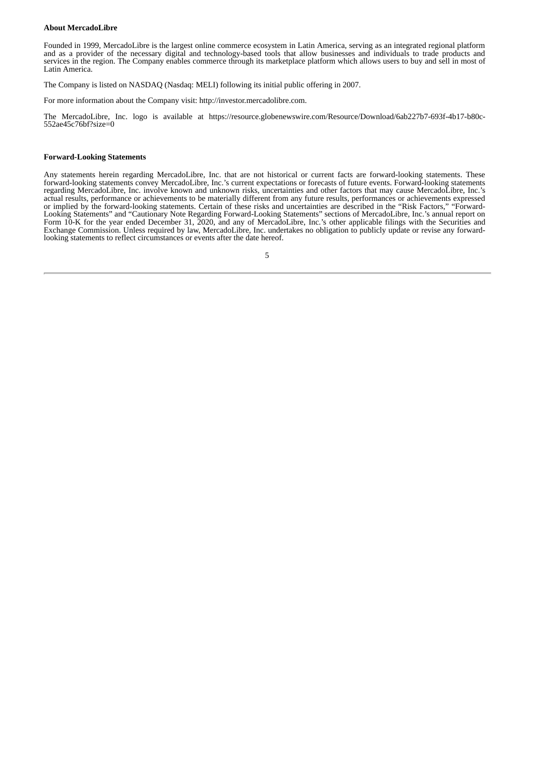**About MercadoLibre**

Founded in 1999, MercadoLibre is the largest online commerce ecosystem in Latin America, serving as an integrated regional platform and as a provider of the necessary digital and technology-based tools that allow businesses and individuals to trade products and services in the region. The Company enables commerce through its marketplace platform which allows users to buy and sell in most of Latin America.

The Company is listed on NASDAQ (Nasdaq: MELI) following its initial public offering in 2007.

For more information about the Company visit: http://investor.mercadolibre.com.

The MercadoLibre, Inc. logo is available at https://resource.globenewswire.com/Resource/Download/6ab227b7-693f-4b17-b80c-552ae45c76bf?size=0

**Forward-Looking Statements**

Any statements herein regarding MercadoLibre, Inc. that are not historical or current facts are forward-looking statements. These forward-looking statements convey MercadoLibre, Inc.'s current expectations or forecasts of future events. Forward-looking statements regarding MercadoLibre, Inc. involve known and unknown risks, uncertainties and other factors that may cause MercadoLibre, Inc.'s actual results, performance or achievements to be materially different from any future results, performances or achievements expressed or implied by the forward-looking statements. Certain of these risks and uncertainties are described in the "Risk Factors," "Forward-Looking Statements" and "Cautionary Note Regarding Forward-Looking Statements" sections of MercadoLibre, Inc.'s annual report on Form 10-K for the year ended December 31, 2020, and any of MercadoLibre, Inc.'s other applicable filings with the Securities and Exchange Commission. Unless required by law, MercadoLibre, Inc. undertakes no obligation to publicly update or revise any forward-looking statements to reflect circumstances or events after the date hereof.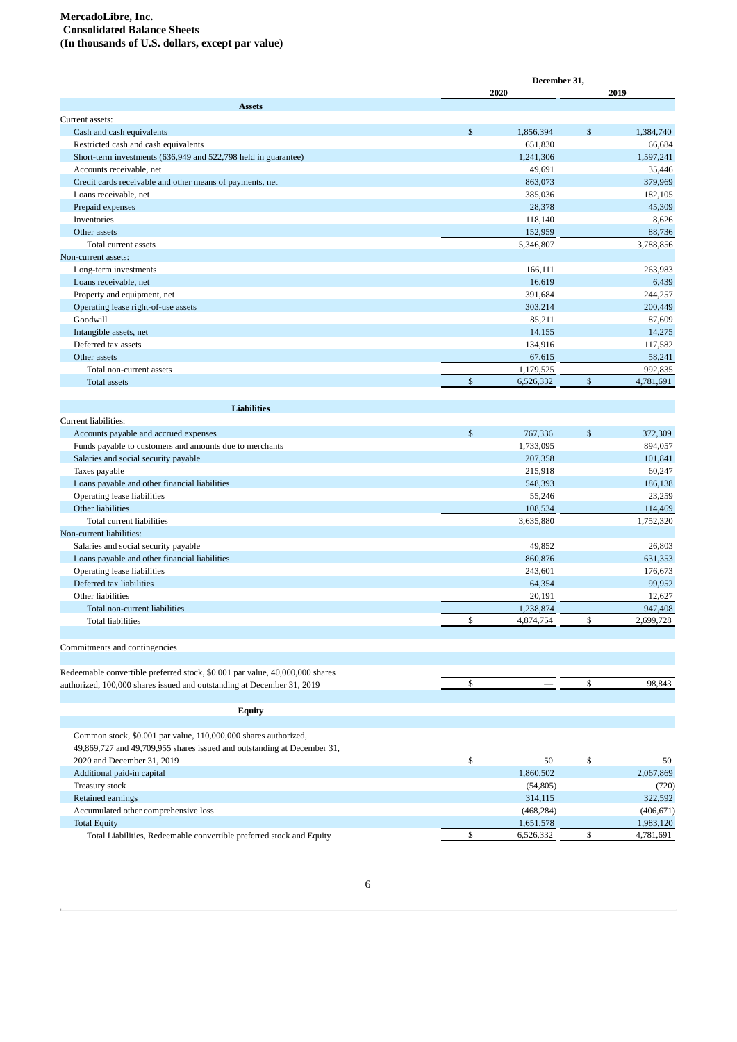**MercadoLibre, Inc.**
**Consolidated Balance Sheets**
**(In thousands of U.S. dollars, except par value)**

| | December 31, | |
|---|---|---|
| | 2020 | 2019 |
| **Assets** | | |
| Current assets: | | |
| Cash and cash equivalents | $ 1,856,394 | $ 1,384,740 |
| Restricted cash and cash equivalents | 651,830 | 66,684 |
| Short-term investments (636,949 and 522,798 held in guarantee) | 1,241,306 | 1,597,241 |
| Accounts receivable, net | 49,691 | 35,446 |
| Credit cards receivable and other means of payments, net | 863,073 | 379,969 |
| Loans receivable, net | 385,036 | 182,105 |
| Prepaid expenses | 28,378 | 45,309 |
| Inventories | 118,140 | 8,626 |
| Other assets | 152,959 | 88,736 |
| Total current assets | 5,346,807 | 3,788,856 |
| Non-current assets: | | |
| Long-term investments | 166,111 | 263,983 |
| Loans receivable, net | 16,619 | 6,439 |
| Property and equipment, net | 391,684 | 244,257 |
| Operating lease right-of-use assets | 303,214 | 200,449 |
| Goodwill | 85,211 | 87,609 |
| Intangible assets, net | 14,155 | 14,275 |
| Deferred tax assets | 134,916 | 117,582 |
| Other assets | 67,615 | 58,241 |
| Total non-current assets | 1,179,525 | 992,835 |
| Total assets | $ 6,526,332 | $ 4,781,691 |
| **Liabilities** | | |
| Current liabilities: | | |
| Accounts payable and accrued expenses | $ 767,336 | $ 372,309 |
| Funds payable to customers and amounts due to merchants | 1,733,095 | 894,057 |
| Salaries and social security payable | 207,358 | 101,841 |
| Taxes payable | 215,918 | 60,247 |
| Loans payable and other financial liabilities | 548,393 | 186,138 |
| Operating lease liabilities | 55,246 | 23,259 |
| Other liabilities | 108,534 | 114,469 |
| Total current liabilities | 3,635,880 | 1,752,320 |
| Non-current liabilities: | | |
| Salaries and social security payable | 49,852 | 26,803 |
| Loans payable and other financial liabilities | 860,876 | 631,353 |
| Operating lease liabilities | 243,601 | 176,673 |
| Deferred tax liabilities | 64,354 | 99,952 |
| Other liabilities | 20,191 | 12,627 |
| Total non-current liabilities | 1,238,874 | 947,408 |
| Total liabilities | $ 4,874,754 | $ 2,699,728 |
| Commitments and contingencies | | |
| Redeemable convertible preferred stock, $0.001 par value, 40,000,000 shares authorized, 100,000 shares issued and outstanding at December 31, 2019 | $ — | $ 98,843 |
| **Equity** | | |
| Common stock, $0.001 par value, 110,000,000 shares authorized, 49,869,727 and 49,709,955 shares issued and outstanding at December 31, 2020 and December 31, 2019 | $ 50 | $ 50 |
| Additional paid-in capital | 1,860,502 | 2,067,869 |
| Treasury stock | (54,805) | (720) |
| Retained earnings | 314,115 | 322,592 |
| Accumulated other comprehensive loss | (468,284) | (406,671) |
| Total Equity | 1,651,578 | 1,983,120 |
| Total Liabilities, Redeemable convertible preferred stock and Equity | $ 6,526,332 | $ 4,781,691 |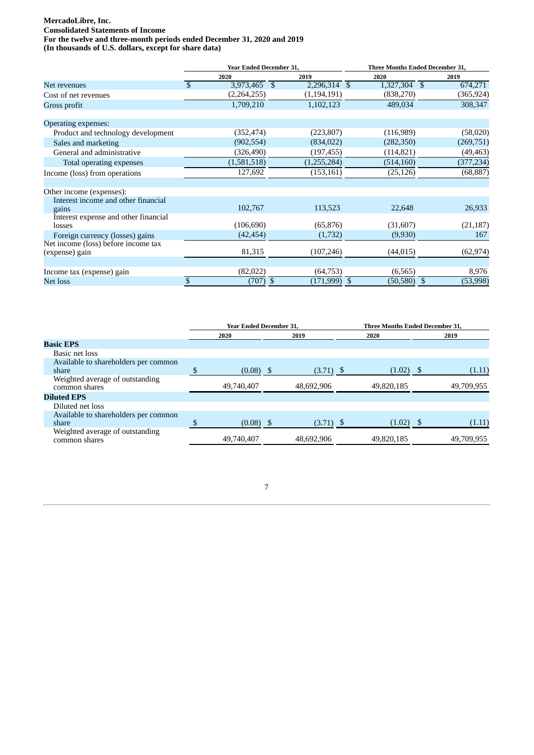**MercadoLibre, Inc.**
**Consolidated Statements of Income**
**For the twelve and three-month periods ended December 31, 2020 and 2019**
**(In thousands of U.S. dollars, except for share data)**

| | Year Ended December 31, | | Three Months Ended December 31, | |
|---|---|---|---|---|
| | 2020 | 2019 | 2020 | 2019 |
| Net revenues | $ 3,973,465 | $ 2,296,314 | $ 1,327,304 | $ 674,271 |
| Cost of net revenues | (2,264,255) | (1,194,191) | (838,270) | (365,924) |
| Gross profit | 1,709,210 | 1,102,123 | 489,034 | 308,347 |
| | | | | |
| Operating expenses: | | | | |
| Product and technology development | (352,474) | (223,807) | (116,989) | (58,020) |
| Sales and marketing | (902,554) | (834,022) | (282,350) | (269,751) |
| General and administrative | (326,490) | (197,455) | (114,821) | (49,463) |
| Total operating expenses | (1,581,518) | (1,255,284) | (514,160) | (377,234) |
| Income (loss) from operations | 127,692 | (153,161) | (25,126) | (68,887) |
| | | | | |
| Other income (expenses): | | | | |
| Interest income and other financial gains | 102,767 | 113,523 | 22,648 | 26,933 |
| Interest expense and other financial losses | (106,690) | (65,876) | (31,607) | (21,187) |
| Foreign currency (losses) gains | (42,454) | (1,732) | (9,930) | 167 |
| Net income (loss) before income tax (expense) gain | 81,315 | (107,246) | (44,015) | (62,974) |
| | | | | |
| Income tax (expense) gain | (82,022) | (64,753) | (6,565) | 8,976 |
| Net loss | $ (707) | $ (171,999) | $ (50,580) | $ (53,998) |

| | Year Ended December 31, | | Three Months Ended December 31, | |
|---|---|---|---|---|
| | 2020 | 2019 | 2020 | 2019 |
| **Basic EPS** | | | | |
| Basic net loss | | | | |
| Available to shareholders per common share | $ (0.08) | $ (3.71) | $ (1.02) | $ (1.11) |
| Weighted average of outstanding common shares | 49,740,407 | 48,692,906 | 49,820,185 | 49,709,955 |
| **Diluted EPS** | | | | |
| Diluted net loss | | | | |
| Available to shareholders per common share | $ (0.08) | $ (3.71) | $ (1.02) | $ (1.11) |
| Weighted average of outstanding common shares | 49,740,407 | 48,692,906 | 49,820,185 | 49,709,955 |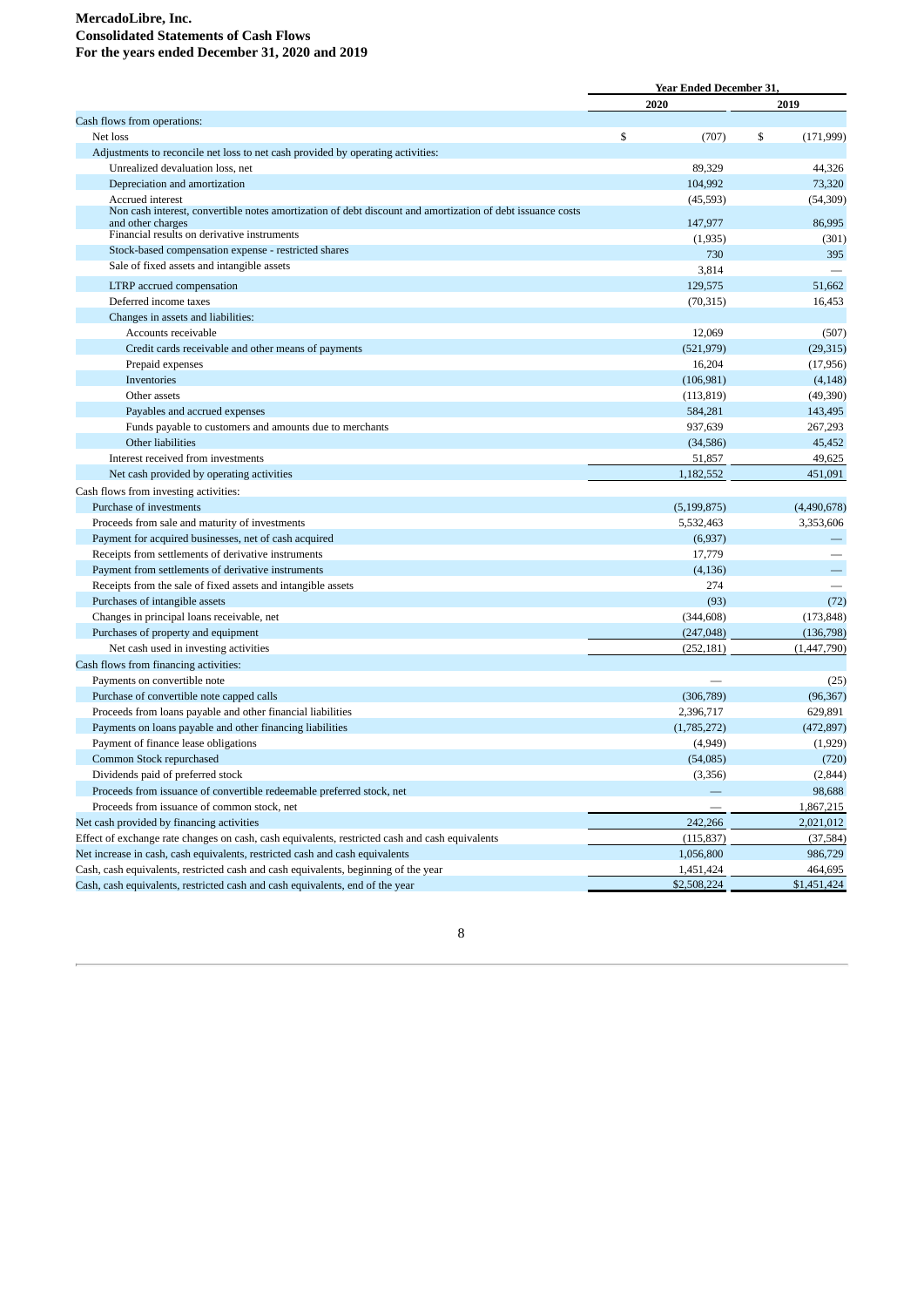**MercadoLibre, Inc.**
**Consolidated Statements of Cash Flows**
**For the years ended December 31, 2020 and 2019**

| | Year Ended December 31, | |
|---|---|---|
| | 2020 | 2019 |
| Cash flows from operations: | | |
| Net loss | $ (707) | $ (171,999) |
| Adjustments to reconcile net loss to net cash provided by operating activities: | | |
| Unrealized devaluation loss, net | 89,329 | 44,326 |
| Depreciation and amortization | 104,992 | 73,320 |
| Accrued interest | (45,593) | (54,309) |
| Non cash interest, convertible notes amortization of debt discount and amortization of debt issuance costs and other charges | 147,977 | 86,995 |
| Financial results on derivative instruments | (1,935) | (301) |
| Stock-based compensation expense - restricted shares | 730 | 395 |
| Sale of fixed assets and intangible assets | 3,814 | — |
| LTRP accrued compensation | 129,575 | 51,662 |
| Deferred income taxes | (70,315) | 16,453 |
| Changes in assets and liabilities: | | |
| Accounts receivable | 12,069 | (507) |
| Credit cards receivable and other means of payments | (521,979) | (29,315) |
| Prepaid expenses | 16,204 | (17,956) |
| Inventories | (106,981) | (4,148) |
| Other assets | (113,819) | (49,390) |
| Payables and accrued expenses | 584,281 | 143,495 |
| Funds payable to customers and amounts due to merchants | 937,639 | 267,293 |
| Other liabilities | (34,586) | 45,452 |
| Interest received from investments | 51,857 | 49,625 |
| Net cash provided by operating activities | 1,182,552 | 451,091 |
| Cash flows from investing activities: | | |
| Purchase of investments | (5,199,875) | (4,490,678) |
| Proceeds from sale and maturity of investments | 5,532,463 | 3,353,606 |
| Payment for acquired businesses, net of cash acquired | (6,937) | — |
| Receipts from settlements of derivative instruments | 17,779 | — |
| Payment from settlements of derivative instruments | (4,136) | — |
| Receipts from the sale of fixed assets and intangible assets | 274 | — |
| Purchases of intangible assets | (93) | (72) |
| Changes in principal loans receivable, net | (344,608) | (173,848) |
| Purchases of property and equipment | (247,048) | (136,798) |
| Net cash used in investing activities | (252,181) | (1,447,790) |
| Cash flows from financing activities: | | |
| Payments on convertible note | — | (25) |
| Purchase of convertible note capped calls | (306,789) | (96,367) |
| Proceeds from loans payable and other financial liabilities | 2,396,717 | 629,891 |
| Payments on loans payable and other financing liabilities | (1,785,272) | (472,897) |
| Payment of finance lease obligations | (4,949) | (1,929) |
| Common Stock repurchased | (54,085) | (720) |
| Dividends paid of preferred stock | (3,356) | (2,844) |
| Proceeds from issuance of convertible redeemable preferred stock, net | — | 98,688 |
| Proceeds from issuance of common stock, net | — | 1,867,215 |
| Net cash provided by financing activities | 242,266 | 2,021,012 |
| Effect of exchange rate changes on cash, cash equivalents, restricted cash and cash equivalents | (115,837) | (37,584) |
| Net increase in cash, cash equivalents, restricted cash and cash equivalents | 1,056,800 | 986,729 |
| Cash, cash equivalents, restricted cash and cash equivalents, beginning of the year | 1,451,424 | 464,695 |
| Cash, cash equivalents, restricted cash and cash equivalents, end of the year | $2,508,224 | $1,451,424 |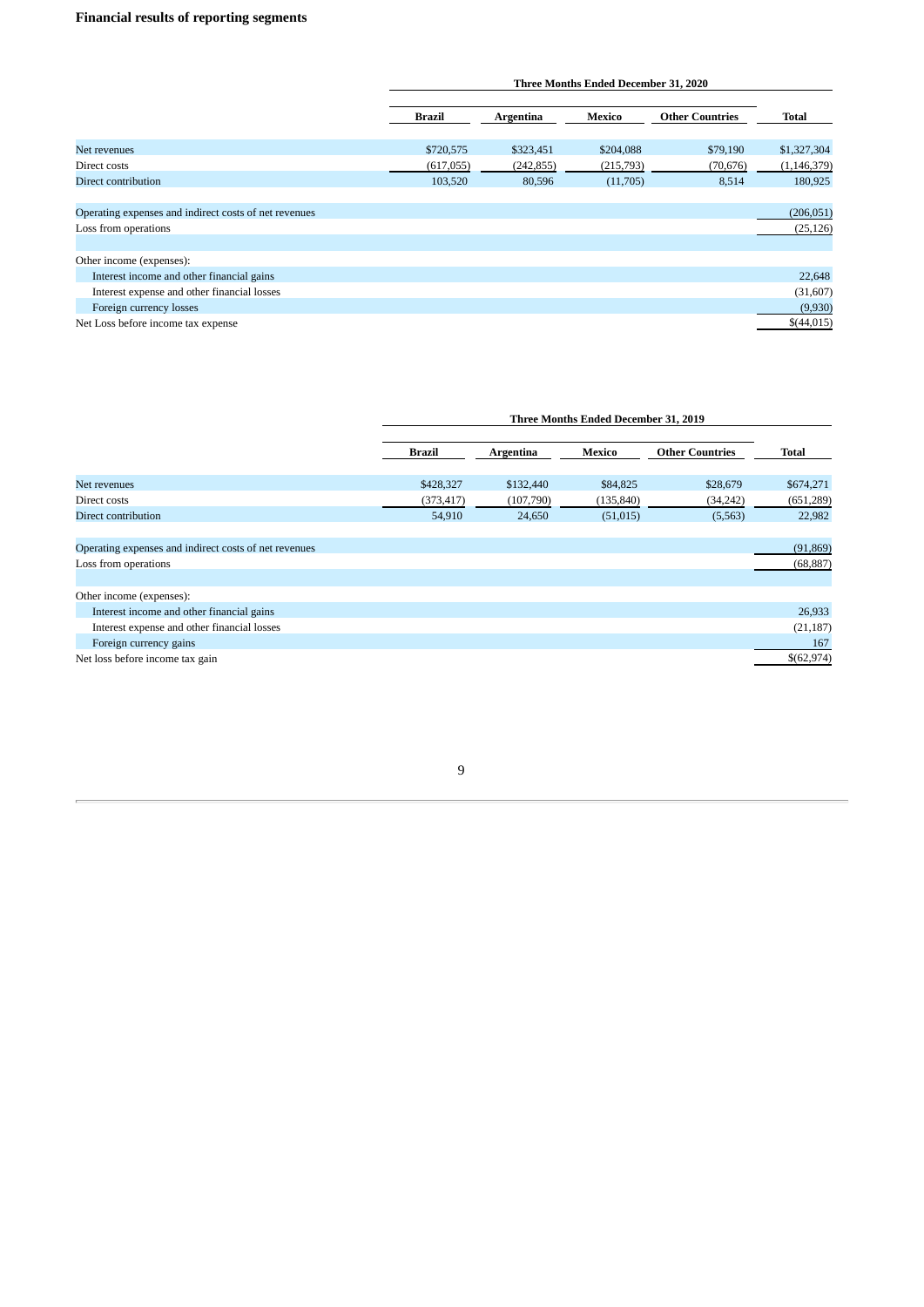**Financial results of reporting segments**

| | Three Months Ended December 31, 2020 | | | | |
|---|---|---|---|---|---|
| | Brazil | Argentina | Mexico | Other Countries | Total |
| Net revenues | $720,575 | $323,451 | $204,088 | $79,190 | $1,327,304 |
| Direct costs | (617,055) | (242,855) | (215,793) | (70,676) | (1,146,379) |
| Direct contribution | 103,520 | 80,596 | (11,705) | 8,514 | 180,925 |
| | | | | | |
| Operating expenses and indirect costs of net revenues | | | | | (206,051) |
| Loss from operations | | | | | (25,126) |
| | | | | | |
| Other income (expenses): | | | | | |
| Interest income and other financial gains | | | | | 22,648 |
| Interest expense and other financial losses | | | | | (31,607) |
| Foreign currency losses | | | | | (9,930) |
| Net Loss before income tax expense | | | | | $(44,015) |

| | Three Months Ended December 31, 2019 | | | | |
|---|---|---|---|---|---|
| | Brazil | Argentina | Mexico | Other Countries | Total |
| Net revenues | $428,327 | $132,440 | $84,825 | $28,679 | $674,271 |
| Direct costs | (373,417) | (107,790) | (135,840) | (34,242) | (651,289) |
| Direct contribution | 54,910 | 24,650 | (51,015) | (5,563) | 22,982 |
| | | | | | |
| Operating expenses and indirect costs of net revenues | | | | | (91,869) |
| Loss from operations | | | | | (68,887) |
| | | | | | |
| Other income (expenses): | | | | | |
| Interest income and other financial gains | | | | | 26,933 |
| Interest expense and other financial losses | | | | | (21,187) |
| Foreign currency gains | | | | | 167 |
| Net loss before income tax gain | | | | | $(62,974) |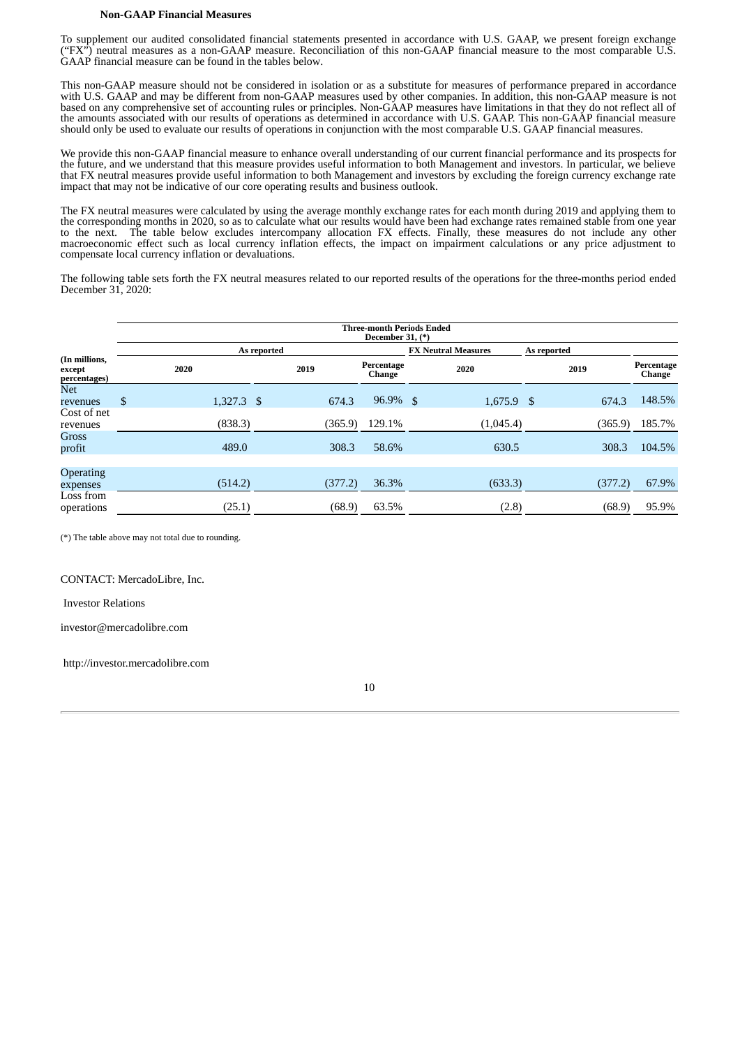### Non-GAAP Financial Measures

To supplement our audited consolidated financial statements presented in accordance with U.S. GAAP, we present foreign exchange ("FX") neutral measures as a non-GAAP measure. Reconciliation of this non-GAAP financial measure to the most comparable U.S. GAAP financial measure can be found in the tables below.

This non-GAAP measure should not be considered in isolation or as a substitute for measures of performance prepared in accordance with U.S. GAAP and may be different from non-GAAP measures used by other companies. In addition, this non-GAAP measure is not based on any comprehensive set of accounting rules or principles. Non-GAAP measures have limitations in that they do not reflect all of the amounts associated with our results of operations as determined in accordance with U.S. GAAP. This non-GAAP financial measure should only be used to evaluate our results of operations in conjunction with the most comparable U.S. GAAP financial measures.

We provide this non-GAAP financial measure to enhance overall understanding of our current financial performance and its prospects for the future, and we understand that this measure provides useful information to both Management and investors. In particular, we believe that FX neutral measures provide useful information to both Management and investors by excluding the foreign currency exchange rate impact that may not be indicative of our core operating results and business outlook.

The FX neutral measures were calculated by using the average monthly exchange rates for each month during 2019 and applying them to the corresponding months in 2020, so as to calculate what our results would have been had exchange rates remained stable from one year to the next. The table below excludes intercompany allocation FX effects. Finally, these measures do not include any other macroeconomic effect such as local currency inflation effects, the impact on impairment calculations or any price adjustment to compensate local currency inflation or devaluations.

The following table sets forth the FX neutral measures related to our reported results of the operations for the three-months period ended December 31, 2020:

| | Three-month Periods Ended December 31, (*) | | | | | |
|---|---|---|---|---|---|---|
| | As reported | | | FX Neutral Measures | As reported | |
| (In millions, except percentages) | 2020 | 2019 | Percentage Change | 2020 | 2019 | Percentage Change |
| Net revenues | $ 1,327.3 | $ 674.3 | 96.9% | $ 1,675.9 | $ 674.3 | 148.5% |
| Cost of net revenues | (838.3) | (365.9) | 129.1% | (1,045.4) | (365.9) | 185.7% |
| Gross profit | 489.0 | 308.3 | 58.6% | 630.5 | 308.3 | 104.5% |
| Operating expenses | (514.2) | (377.2) | 36.3% | (633.3) | (377.2) | 67.9% |
| Loss from operations | (25.1) | (68.9) | 63.5% | (2.8) | (68.9) | 95.9% |

(*) The table above may not total due to rounding.

CONTACT: MercadoLibre, Inc.

Investor Relations

investor@mercadolibre.com

http://investor.mercadolibre.com